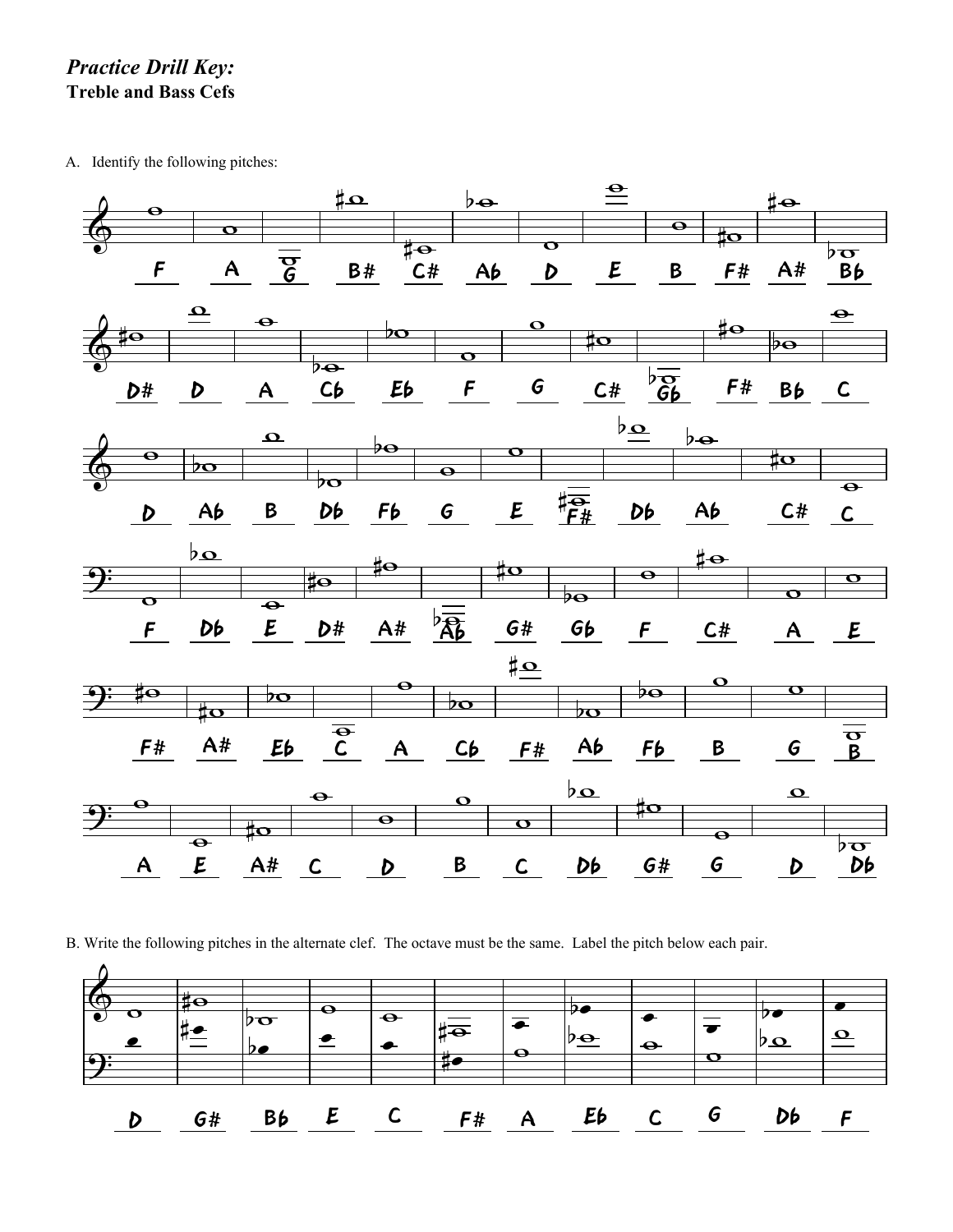## *Practice Drill Key:*
**Treble and Bass Cefs**

A. Identify the following pitches:

F A G B# C# Ab D E B F# A# Bb

D# D A Cb Eb F G C# Gb F# Bb C

D Ab B Db Fb G E F# Db Ab C# C

F Db E D# A# Ab G# Gb F C# A E

F# A# Eb C A Cb F# Ab Fb B G B

A E A# C D B C Db G# G D Db

B. Write the following pitches in the alternate clef. The octave must be the same. Label the pitch below each pair.

D G# Bb E C F# A Eb C G Db F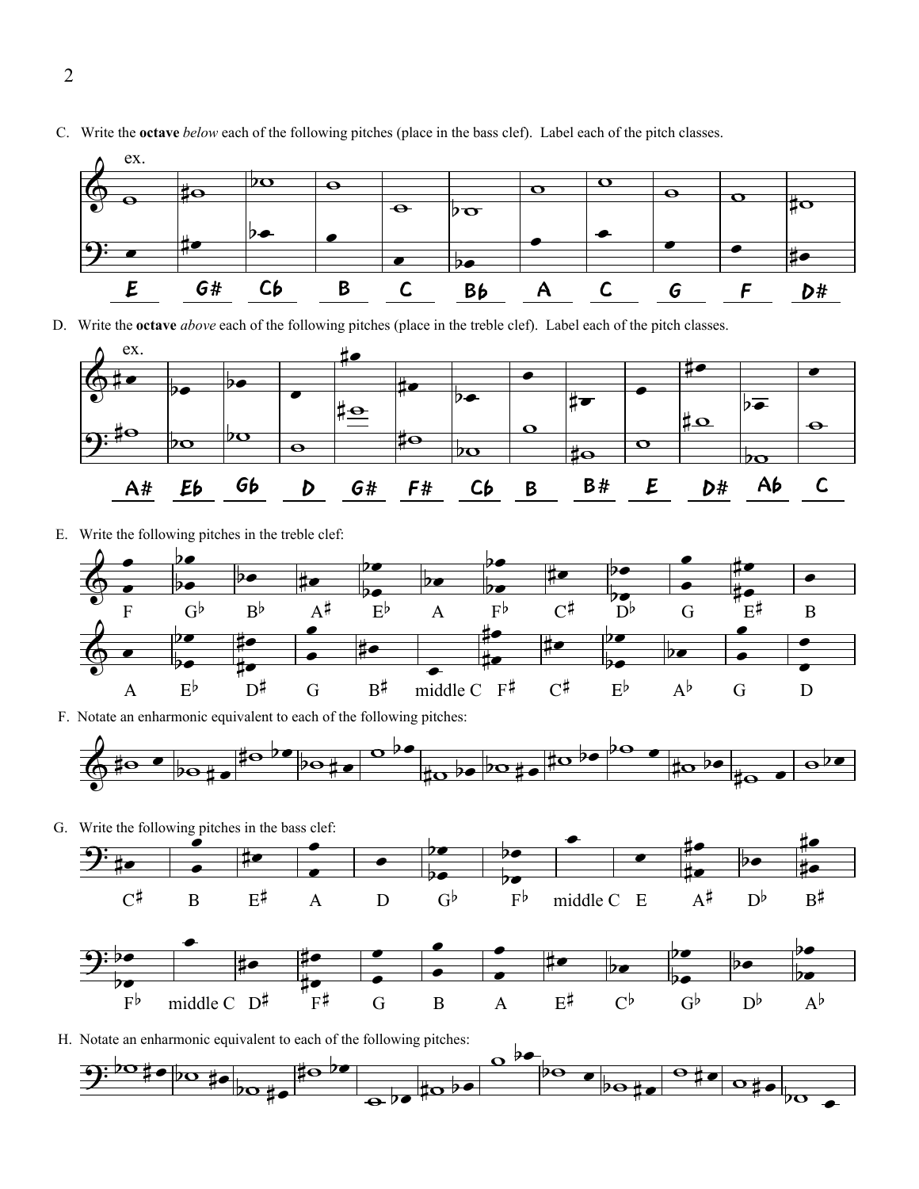C. Write the **octave** *below* each of the following pitches (place in the bass clef). Label each of the pitch classes.

ex.

E G# Cb B C Bb A C G F D#

D. Write the **octave** *above* each of the following pitches (place in the treble clef). Label each of the pitch classes.

ex.

A# Eb Gb D G# F# Cb B B# E D# Ab C

E. Write the following pitches in the treble clef:

F G♭ B♭ A♯ E♭ A F♭ C♯ D♭ G E♯ B

A E♭ D♯ G B♯ middle C F♯ C♯ E♭ A♭ G D

F. Notate an enharmonic equivalent to each of the following pitches:

G. Write the following pitches in the bass clef:

C♯ B E♯ A D G♭ F♭ middle C E A♯ D♭ B♯

F♭ middle C D♯ F♯ G B A E♯ C♭ G♭ D♭ A♭

H. Notate an enharmonic equivalent to each of the following pitches: